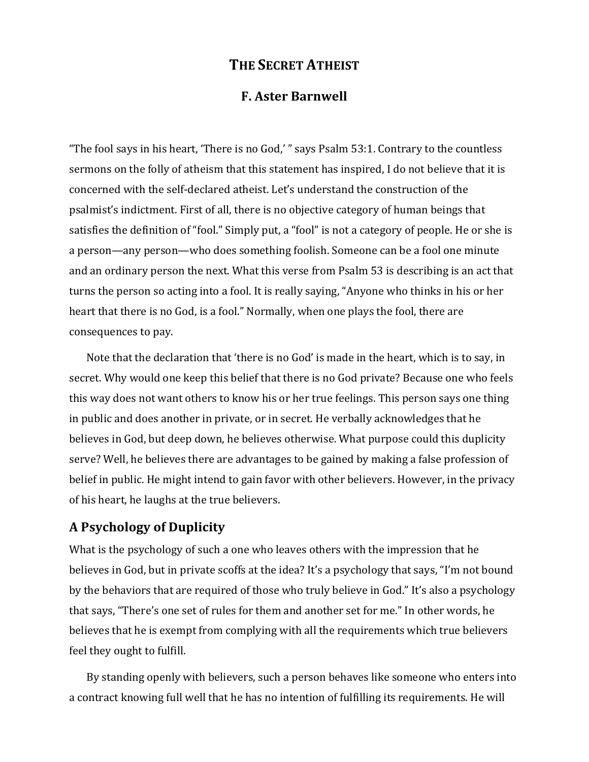# The Secret Atheist

## F. Aster Barnwell

"The fool says in his heart, 'There is no God,' " says Psalm 53:1. Contrary to the countless sermons on the folly of atheism that this statement has inspired, I do not believe that it is concerned with the self-declared atheist. Let's understand the construction of the psalmist's indictment. First of all, there is no objective category of human beings that satisfies the definition of "fool." Simply put, a "fool" is not a category of people. He or she is a person—any person—who does something foolish. Someone can be a fool one minute and an ordinary person the next. What this verse from Psalm 53 is describing is an act that turns the person so acting into a fool. It is really saying, "Anyone who thinks in his or her heart that there is no God, is a fool." Normally, when one plays the fool, there are consequences to pay.

Note that the declaration that 'there is no God' is made in the heart, which is to say, in secret. Why would one keep this belief that there is no God private? Because one who feels this way does not want others to know his or her true feelings. This person says one thing in public and does another in private, or in secret. He verbally acknowledges that he believes in God, but deep down, he believes otherwise. What purpose could this duplicity serve? Well, he believes there are advantages to be gained by making a false profession of belief in public. He might intend to gain favor with other believers. However, in the privacy of his heart, he laughs at the true believers.

## A Psychology of Duplicity

What is the psychology of such a one who leaves others with the impression that he believes in God, but in private scoffs at the idea? It's a psychology that says, "I'm not bound by the behaviors that are required of those who truly believe in God." It's also a psychology that says, "There's one set of rules for them and another set for me." In other words, he believes that he is exempt from complying with all the requirements which true believers feel they ought to fulfill.

By standing openly with believers, such a person behaves like someone who enters into a contract knowing full well that he has no intention of fulfilling its requirements. He will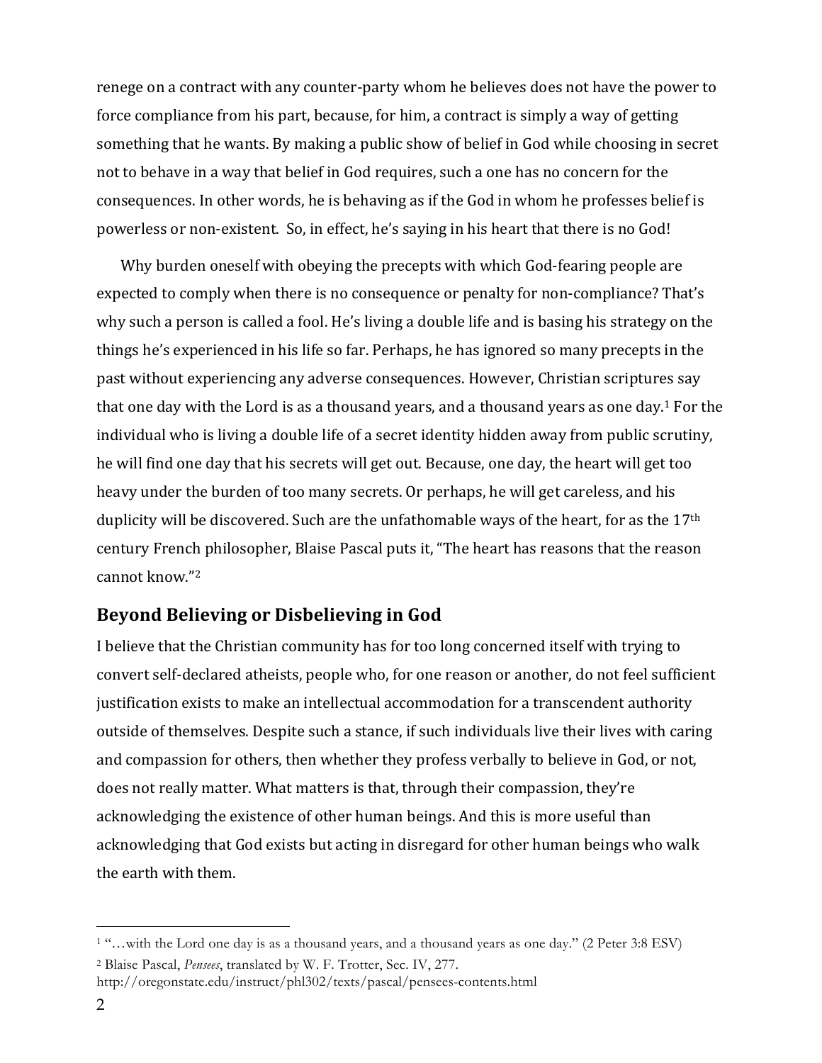renege on a contract with any counter-party whom he believes does not have the power to force compliance from his part, because, for him, a contract is simply a way of getting something that he wants. By making a public show of belief in God while choosing in secret not to behave in a way that belief in God requires, such a one has no concern for the consequences. In other words, he is behaving as if the God in whom he professes belief is powerless or non-existent. So, in effect, he's saying in his heart that there is no God!

Why burden oneself with obeying the precepts with which God-fearing people are expected to comply when there is no consequence or penalty for non-compliance? That's why such a person is called a fool. He's living a double life and is basing his strategy on the things he's experienced in his life so far. Perhaps, he has ignored so many precepts in the past without experiencing any adverse consequences. However, Christian scriptures say that one day with the Lord is as a thousand years, and a thousand years as one day.[1] For the individual who is living a double life of a secret identity hidden away from public scrutiny, he will find one day that his secrets will get out. Because, one day, the heart will get too heavy under the burden of too many secrets. Or perhaps, he will get careless, and his duplicity will be discovered. Such are the unfathomable ways of the heart, for as the 17th century French philosopher, Blaise Pascal puts it, "The heart has reasons that the reason cannot know."[2]

## Beyond Believing or Disbelieving in God

I believe that the Christian community has for too long concerned itself with trying to convert self-declared atheists, people who, for one reason or another, do not feel sufficient justification exists to make an intellectual accommodation for a transcendent authority outside of themselves. Despite such a stance, if such individuals live their lives with caring and compassion for others, then whether they profess verbally to believe in God, or not, does not really matter. What matters is that, through their compassion, they're acknowledging the existence of other human beings. And this is more useful than acknowledging that God exists but acting in disregard for other human beings who walk the earth with them.

---

[1] "…with the Lord one day is as a thousand years, and a thousand years as one day." (2 Peter 3:8 ESV)

[2] Blaise Pascal, *Pensees*, translated by W. F. Trotter, Sec. IV, 277. http://oregonstate.edu/instruct/phl302/texts/pascal/pensees-contents.html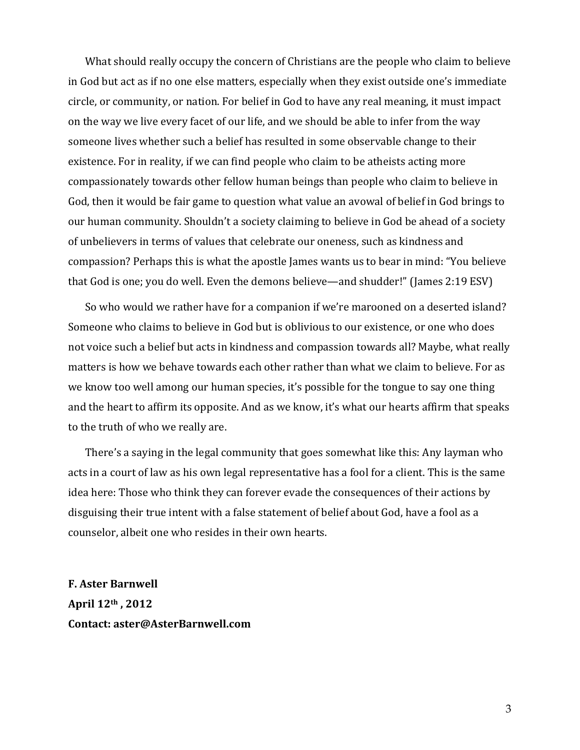What should really occupy the concern of Christians are the people who claim to believe in God but act as if no one else matters, especially when they exist outside one's immediate circle, or community, or nation. For belief in God to have any real meaning, it must impact on the way we live every facet of our life, and we should be able to infer from the way someone lives whether such a belief has resulted in some observable change to their existence. For in reality, if we can find people who claim to be atheists acting more compassionately towards other fellow human beings than people who claim to believe in God, then it would be fair game to question what value an avowal of belief in God brings to our human community. Shouldn't a society claiming to believe in God be ahead of a society of unbelievers in terms of values that celebrate our oneness, such as kindness and compassion? Perhaps this is what the apostle James wants us to bear in mind: "You believe that God is one; you do well. Even the demons believe—and shudder!" (James 2:19 ESV)

So who would we rather have for a companion if we're marooned on a deserted island? Someone who claims to believe in God but is oblivious to our existence, or one who does not voice such a belief but acts in kindness and compassion towards all? Maybe, what really matters is how we behave towards each other rather than what we claim to believe. For as we know too well among our human species, it's possible for the tongue to say one thing and the heart to affirm its opposite. And as we know, it's what our hearts affirm that speaks to the truth of who we really are.

There's a saying in the legal community that goes somewhat like this: Any layman who acts in a court of law as his own legal representative has a fool for a client. This is the same idea here: Those who think they can forever evade the consequences of their actions by disguising their true intent with a false statement of belief about God, have a fool as a counselor, albeit one who resides in their own hearts.

**F. Aster Barnwell**
**April 12th , 2012**
**Contact: aster@AsterBarnwell.com**